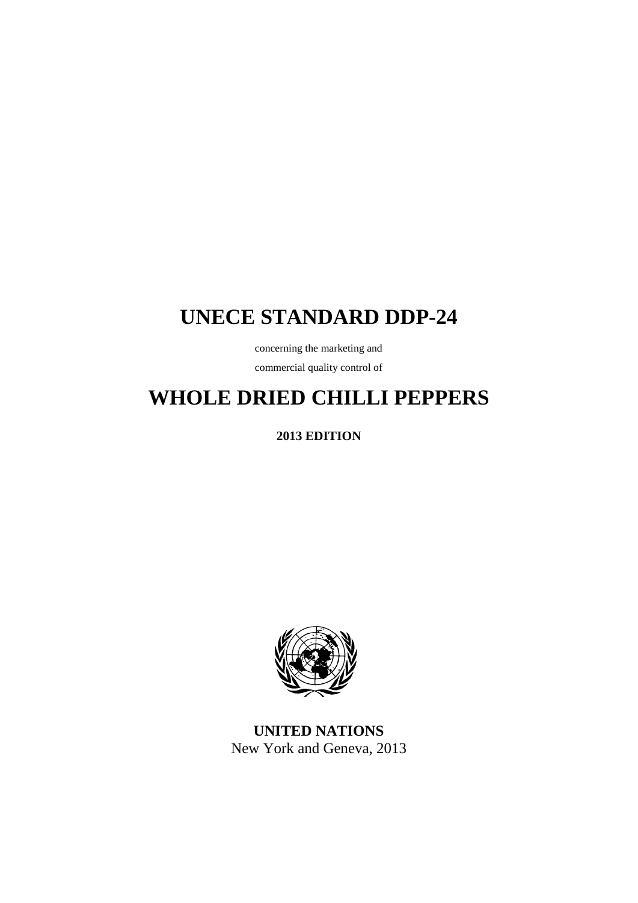# UNECE STANDARD DDP-24

concerning the marketing and

commercial quality control of

# WHOLE DRIED CHILLI PEPPERS

**2013 EDITION**

**UNITED NATIONS**

New York and Geneva, 2013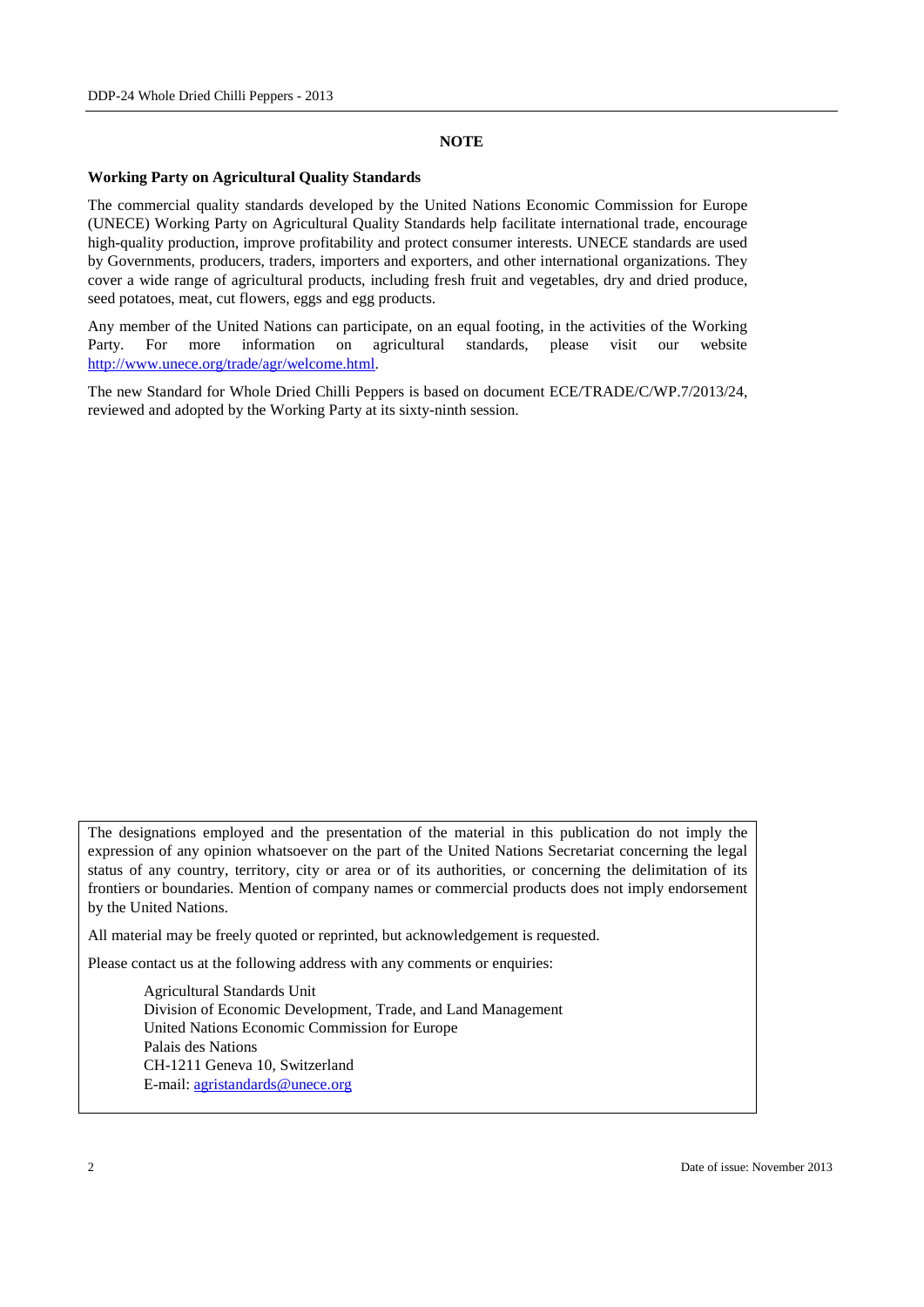## NOTE

**Working Party on Agricultural Quality Standards**

The commercial quality standards developed by the United Nations Economic Commission for Europe (UNECE) Working Party on Agricultural Quality Standards help facilitate international trade, encourage high-quality production, improve profitability and protect consumer interests. UNECE standards are used by Governments, producers, traders, importers and exporters, and other international organizations. They cover a wide range of agricultural products, including fresh fruit and vegetables, dry and dried produce, seed potatoes, meat, cut flowers, eggs and egg products.

Any member of the United Nations can participate, on an equal footing, in the activities of the Working Party. For more information on agricultural standards, please visit our website http://www.unece.org/trade/agr/welcome.html.

The new Standard for Whole Dried Chilli Peppers is based on document ECE/TRADE/C/WP.7/2013/24, reviewed and adopted by the Working Party at its sixty-ninth session.

The designations employed and the presentation of the material in this publication do not imply the expression of any opinion whatsoever on the part of the United Nations Secretariat concerning the legal status of any country, territory, city or area or of its authorities, or concerning the delimitation of its frontiers or boundaries. Mention of company names or commercial products does not imply endorsement by the United Nations.

All material may be freely quoted or reprinted, but acknowledgement is requested.

Please contact us at the following address with any comments or enquiries:

Agricultural Standards Unit
Division of Economic Development, Trade, and Land Management
United Nations Economic Commission for Europe
Palais des Nations
CH-1211 Geneva 10, Switzerland
E-mail: agristandards@unece.org

Date of issue: November 2013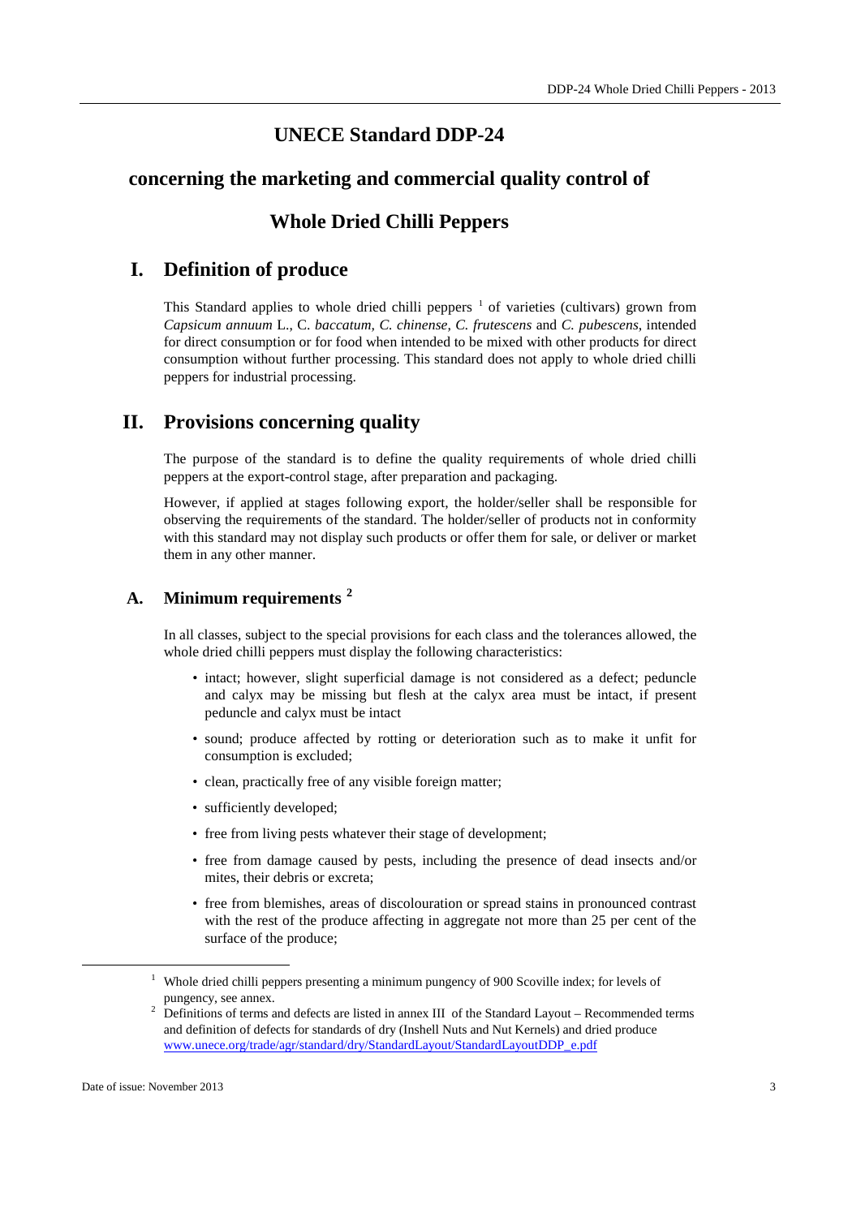# UNECE Standard DDP-24

## concerning the marketing and commercial quality control of

## Whole Dried Chilli Peppers

## I. Definition of produce

This Standard applies to whole dried chilli peppers [1] of varieties (cultivars) grown from *Capsicum annuum* L., C. *baccatum, C. chinense, C. frutescens* and *C. pubescens*, intended for direct consumption or for food when intended to be mixed with other products for direct consumption without further processing. This standard does not apply to whole dried chilli peppers for industrial processing.

## II. Provisions concerning quality

The purpose of the standard is to define the quality requirements of whole dried chilli peppers at the export-control stage, after preparation and packaging.

However, if applied at stages following export, the holder/seller shall be responsible for observing the requirements of the standard. The holder/seller of products not in conformity with this standard may not display such products or offer them for sale, or deliver or market them in any other manner.

### A. Minimum requirements [2]

In all classes, subject to the special provisions for each class and the tolerances allowed, the whole dried chilli peppers must display the following characteristics:

- intact; however, slight superficial damage is not considered as a defect; peduncle and calyx may be missing but flesh at the calyx area must be intact, if present peduncle and calyx must be intact
- sound; produce affected by rotting or deterioration such as to make it unfit for consumption is excluded;
- clean, practically free of any visible foreign matter;
- sufficiently developed;
- free from living pests whatever their stage of development;
- free from damage caused by pests, including the presence of dead insects and/or mites, their debris or excreta;
- free from blemishes, areas of discolouration or spread stains in pronounced contrast with the rest of the produce affecting in aggregate not more than 25 per cent of the surface of the produce;

[1] Whole dried chilli peppers presenting a minimum pungency of 900 Scoville index; for levels of pungency, see annex.

[2] Definitions of terms and defects are listed in annex III of the Standard Layout – Recommended terms and definition of defects for standards of dry (Inshell Nuts and Nut Kernels) and dried produce www.unece.org/trade/agr/standard/dry/StandardLayout/StandardLayoutDDP_e.pdf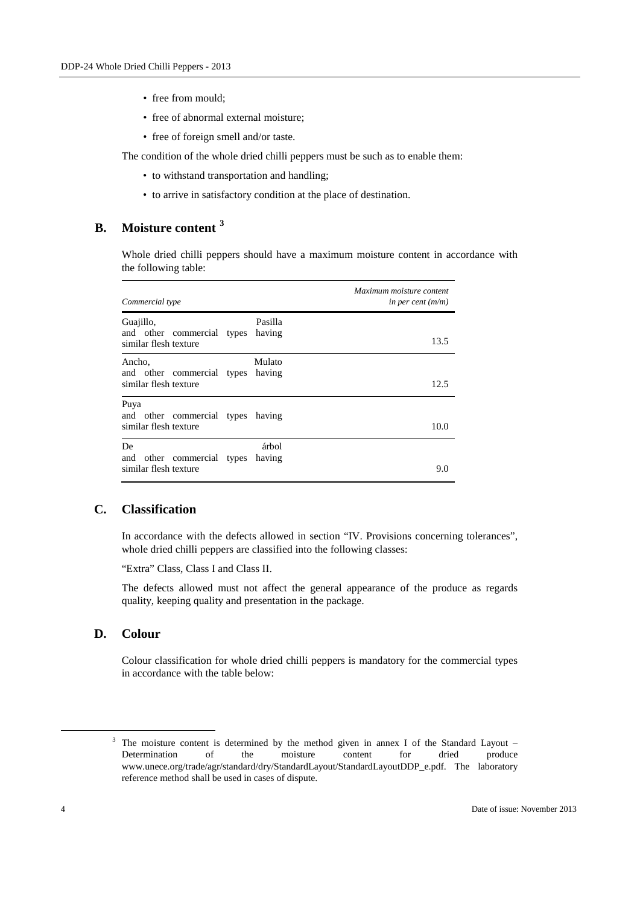- free from mould;
- free of abnormal external moisture;
- free of foreign smell and/or taste.

The condition of the whole dried chilli peppers must be such as to enable them:

- to withstand transportation and handling;
- to arrive in satisfactory condition at the place of destination.

## B. Moisture content [3]

Whole dried chilli peppers should have a maximum moisture content in accordance with the following table:

| *Commercial type* | *Maximum moisture content in per cent (m/m)* |
|---|---|
| Guajillo, Pasilla and other commercial types having similar flesh texture | 13.5 |
| Ancho, Mulato and other commercial types having similar flesh texture | 12.5 |
| Puya and other commercial types having similar flesh texture | 10.0 |
| De árbol and other commercial types having similar flesh texture | 9.0 |

## C. Classification

In accordance with the defects allowed in section "IV. Provisions concerning tolerances", whole dried chilli peppers are classified into the following classes:

"Extra" Class, Class I and Class II.

The defects allowed must not affect the general appearance of the produce as regards quality, keeping quality and presentation in the package.

## D. Colour

Colour classification for whole dried chilli peppers is mandatory for the commercial types in accordance with the table below:

---

[3] The moisture content is determined by the method given in annex I of the Standard Layout – Determination of the moisture content for dried produce www.unece.org/trade/agr/standard/dry/StandardLayout/StandardLayoutDDP_e.pdf. The laboratory reference method shall be used in cases of dispute.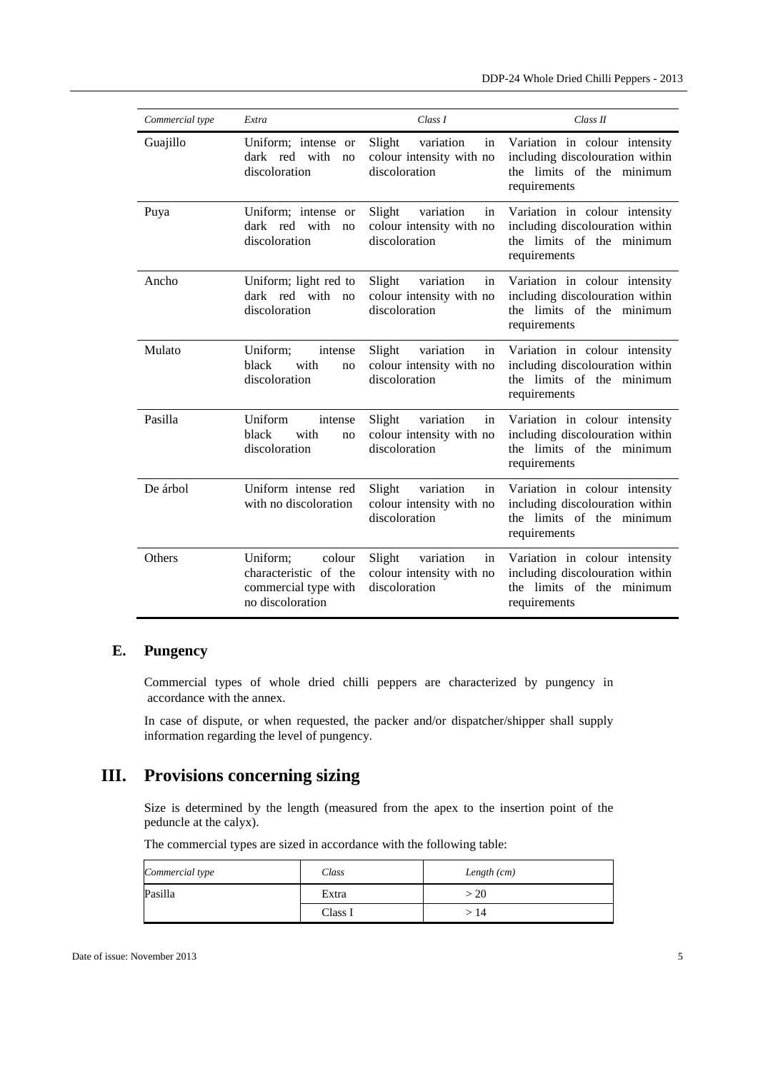| *Commercial type* | *Extra* | *Class I* | *Class II* |
|---|---|---|---|
| Guajillo | Uniform; intense or dark red with no discoloration | Slight variation in colour intensity with no discoloration | Variation in colour intensity including discolouration within the limits of the minimum requirements |
| Puya | Uniform; intense or dark red with no discoloration | Slight variation in colour intensity with no discoloration | Variation in colour intensity including discolouration within the limits of the minimum requirements |
| Ancho | Uniform; light red to dark red with no discoloration | Slight variation in colour intensity with no discoloration | Variation in colour intensity including discolouration within the limits of the minimum requirements |
| Mulato | Uniform; intense black with no discoloration | Slight variation in colour intensity with no discoloration | Variation in colour intensity including discolouration within the limits of the minimum requirements |
| Pasilla | Uniform intense black with no discoloration | Slight variation in colour intensity with no discoloration | Variation in colour intensity including discolouration within the limits of the minimum requirements |
| De árbol | Uniform intense red with no discoloration | Slight variation in colour intensity with no discoloration | Variation in colour intensity including discolouration within the limits of the minimum requirements |
| Others | Uniform; colour characteristic of the commercial type with no discoloration | Slight variation in colour intensity with no discoloration | Variation in colour intensity including discolouration within the limits of the minimum requirements |

### E. Pungency

Commercial types of whole dried chilli peppers are characterized by pungency in accordance with the annex.

In case of dispute, or when requested, the packer and/or dispatcher/shipper shall supply information regarding the level of pungency.

## III. Provisions concerning sizing

Size is determined by the length (measured from the apex to the insertion point of the peduncle at the calyx).

The commercial types are sized in accordance with the following table:

| *Commercial type* | *Class* | *Length (cm)* |
|---|---|---|
| Pasilla | Extra | > 20 |
| | Class I | > 14 |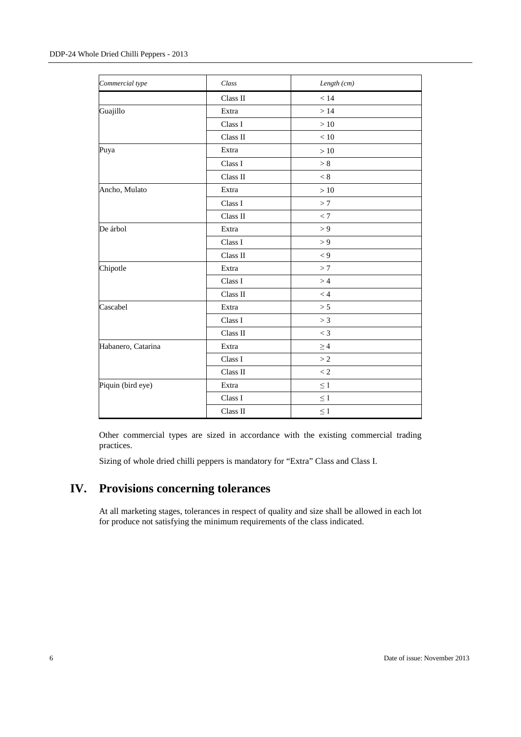| *Commercial type* | *Class* | *Length (cm)* |
|---|---|---|
| | Class II | < 14 |
| Guajillo | Extra | > 14 |
| | Class I | > 10 |
| | Class II | < 10 |
| Puya | Extra | > 10 |
| | Class I | > 8 |
| | Class II | < 8 |
| Ancho, Mulato | Extra | > 10 |
| | Class I | > 7 |
| | Class II | < 7 |
| De árbol | Extra | > 9 |
| | Class I | > 9 |
| | Class II | < 9 |
| Chipotle | Extra | > 7 |
| | Class I | > 4 |
| | Class II | < 4 |
| Cascabel | Extra | > 5 |
| | Class I | > 3 |
| | Class II | < 3 |
| Habanero, Catarina | Extra | ≥ 4 |
| | Class I | > 2 |
| | Class II | < 2 |
| Piquin (bird eye) | Extra | ≤ 1 |
| | Class I | ≤ 1 |
| | Class II | ≤ 1 |

Other commercial types are sized in accordance with the existing commercial trading practices.

Sizing of whole dried chilli peppers is mandatory for "Extra" Class and Class I.

# IV. Provisions concerning tolerances

At all marketing stages, tolerances in respect of quality and size shall be allowed in each lot for produce not satisfying the minimum requirements of the class indicated.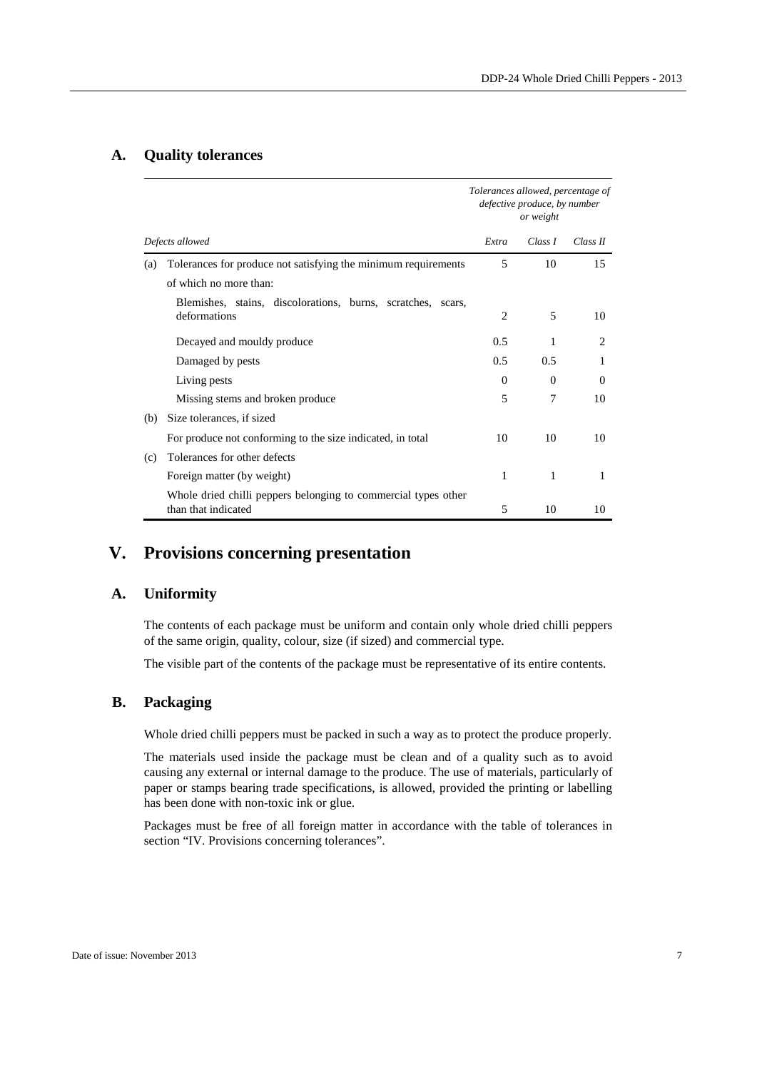### A. Quality tolerances

| Defects allowed | Tolerances allowed, percentage of defective produce, by number or weight | | |
|---|---|---|---|
| | *Extra* | *Class I* | *Class II* |
| (a) Tolerances for produce not satisfying the minimum requirements | 5 | 10 | 15 |
| of which no more than: | | | |
| Blemishes, stains, discolorations, burns, scratches, scars, deformations | 2 | 5 | 10 |
| Decayed and mouldy produce | 0.5 | 1 | 2 |
| Damaged by pests | 0.5 | 0.5 | 1 |
| Living pests | 0 | 0 | 0 |
| Missing stems and broken produce | 5 | 7 | 10 |
| (b) Size tolerances, if sized | | | |
| For produce not conforming to the size indicated, in total | 10 | 10 | 10 |
| (c) Tolerances for other defects | | | |
| Foreign matter (by weight) | 1 | 1 | 1 |
| Whole dried chilli peppers belonging to commercial types other than that indicated | 5 | 10 | 10 |

## V. Provisions concerning presentation

### A. Uniformity

The contents of each package must be uniform and contain only whole dried chilli peppers of the same origin, quality, colour, size (if sized) and commercial type.

The visible part of the contents of the package must be representative of its entire contents.

### B. Packaging

Whole dried chilli peppers must be packed in such a way as to protect the produce properly.

The materials used inside the package must be clean and of a quality such as to avoid causing any external or internal damage to the produce. The use of materials, particularly of paper or stamps bearing trade specifications, is allowed, provided the printing or labelling has been done with non-toxic ink or glue.

Packages must be free of all foreign matter in accordance with the table of tolerances in section "IV. Provisions concerning tolerances".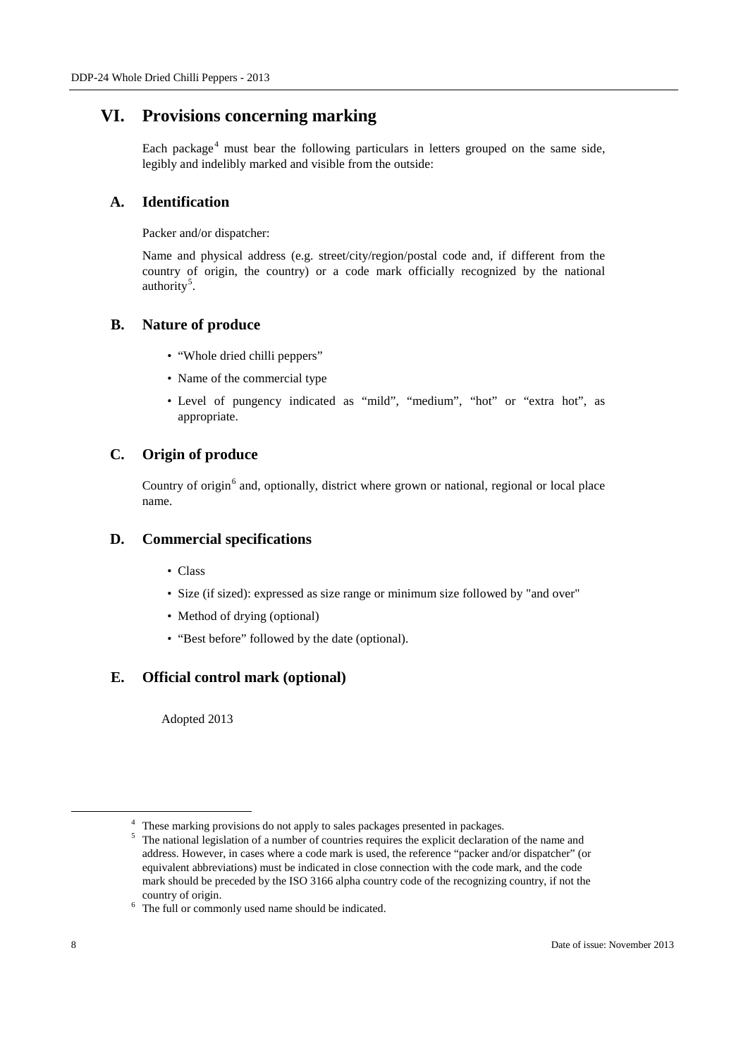# VI. Provisions concerning marking

Each package[4] must bear the following particulars in letters grouped on the same side, legibly and indelibly marked and visible from the outside:

## A. Identification

Packer and/or dispatcher:

Name and physical address (e.g. street/city/region/postal code and, if different from the country of origin, the country) or a code mark officially recognized by the national authority[5].

## B. Nature of produce

- "Whole dried chilli peppers"
- Name of the commercial type
- Level of pungency indicated as "mild", "medium", "hot" or "extra hot", as appropriate.

## C. Origin of produce

Country of origin[6] and, optionally, district where grown or national, regional or local place name.

## D. Commercial specifications

- Class
- Size (if sized): expressed as size range or minimum size followed by "and over"
- Method of drying (optional)
- "Best before" followed by the date (optional).

## E. Official control mark (optional)

Adopted 2013

---

[4] These marking provisions do not apply to sales packages presented in packages.

[5] The national legislation of a number of countries requires the explicit declaration of the name and address. However, in cases where a code mark is used, the reference "packer and/or dispatcher" (or equivalent abbreviations) must be indicated in close connection with the code mark, and the code mark should be preceded by the ISO 3166 alpha country code of the recognizing country, if not the country of origin.

[6] The full or commonly used name should be indicated.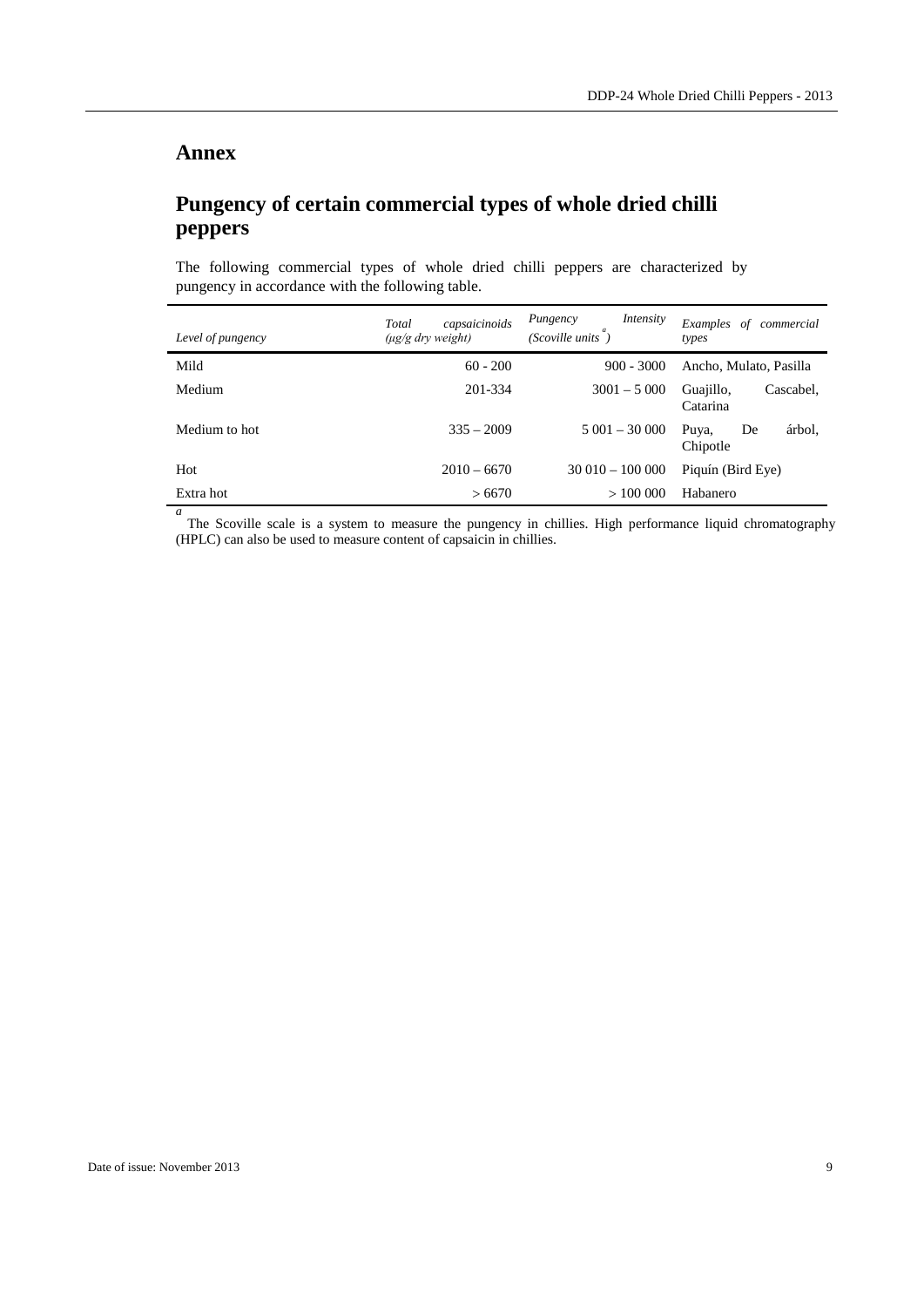# Annex

## Pungency of certain commercial types of whole dried chilli peppers

The following commercial types of whole dried chilli peppers are characterized by pungency in accordance with the following table.

| *Level of pungency* | *Total capsaicinoids (μg/g dry weight)* | *Pungency Intensity (Scoville units* [a]*)* | *Examples of commercial types* |
|---|---|---|---|
| Mild | 60 - 200 | 900 - 3000 | Ancho, Mulato, Pasilla |
| Medium | 201-334 | 3001 – 5 000 | Guajillo, Cascabel, Catarina |
| Medium to hot | 335 – 2009 | 5 001 – 30 000 | Puya, De árbol, Chipotle |
| Hot | 2010 – 6670 | 30 010 – 100 000 | Piquín (Bird Eye) |
| Extra hot | > 6670 | > 100 000 | Habanero |

[a] The Scoville scale is a system to measure the pungency in chillies. High performance liquid chromatography (HPLC) can also be used to measure content of capsaicin in chillies.